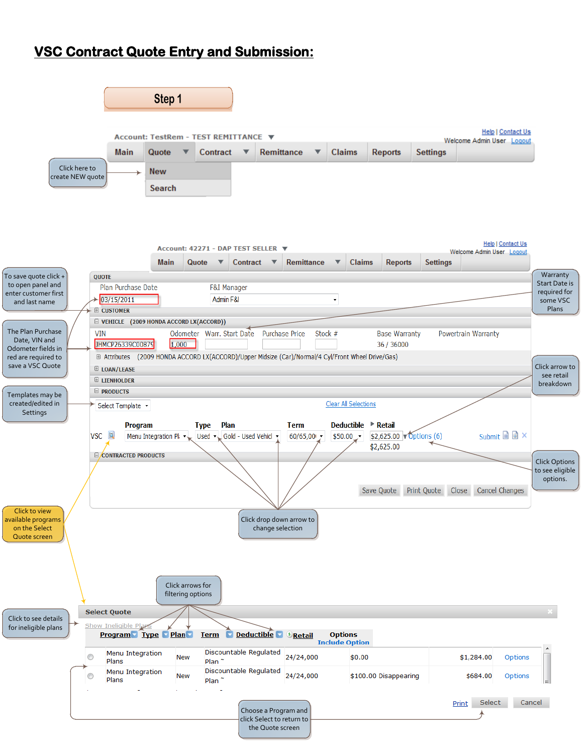# VSC Contract Quote Entry and Submission:

## Step 1

Account: TestRem - TEST REMITTANCE

Help | Contact Us
Welcome Admin User Logout

Main | Quote | Contract | Remittance | Claims | Reports | Settings

New
Search

Click here to create NEW quote

Account: 42271 - DAP TEST SELLER

Help | Contact Us
Welcome Admin User Logout

Main | Quote | Contract | Remittance | Claims | Reports | Settings

QUOTE

Plan Purchase Date: 03/15/2011
F&I Manager: Admin F&I

CUSTOMER

VEHICLE (2009 HONDA ACCORD LX(ACCORD))

| VIN | Odometer | Warr. Start Date | Purchase Price | Stock # | Base Warranty | Powertrain Warranty |
|---|---|---|---|---|---|---|
| JHMCP26339C00879 | 1,000 | | | | 36 / 36000 | |

Attributes (2009 HONDA ACCORD LX(ACCORD)/Upper Midsize (Car)/Normal/4 Cyl/Front Wheel Drive/Gas)

LOAN/LEASE

LIENHOLDER

PRODUCTS

Select Template | Clear All Selections

| | Program | Type | Plan | Term | Deductible | Retail | |
|---|---|---|---|---|---|---|---|
| VSC | Menu Integration Pl | Used | Gold - Used Vehicl | 60/65,00 | $50.00 | $2,625.00 / $2,625.00 | Options (6) Submit |

CONTRACTED PRODUCTS

Save Quote | Print Quote | Close | Cancel Changes

To save quote click + to open panel and enter customer first and last name

The Plan Purchase Date, VIN and Odometer fields in red are required to save a VSC Quote

Templates may be created/edited in Settings

Warranty Start Date is required for some VSC Plans

Click arrow to see retail breakdown

Click Options to see eligible options.

Click drop down arrow to change selection

Click to view available programs on the Select Quote screen

Click arrows for filtering options

Click to see details for ineligible plans

Select Quote

Show Ineligible Plans

| | Program | Type | Plan | Term | Deductible | Retail | Options Include Option |
|---|---|---|---|---|---|---|---|
| ○ | Menu Integration Plans | New | Discountable Regulated Plan ~ | 24/24,000 | $0.00 | $1,284.00 | Options |
| ○ | Menu Integration Plans | New | Discountable Regulated Plan ~ | 24/24,000 | $100.00 Disappearing | $684.00 | Options |

Print | Select | Cancel

Choose a Program and click Select to return to the Quote screen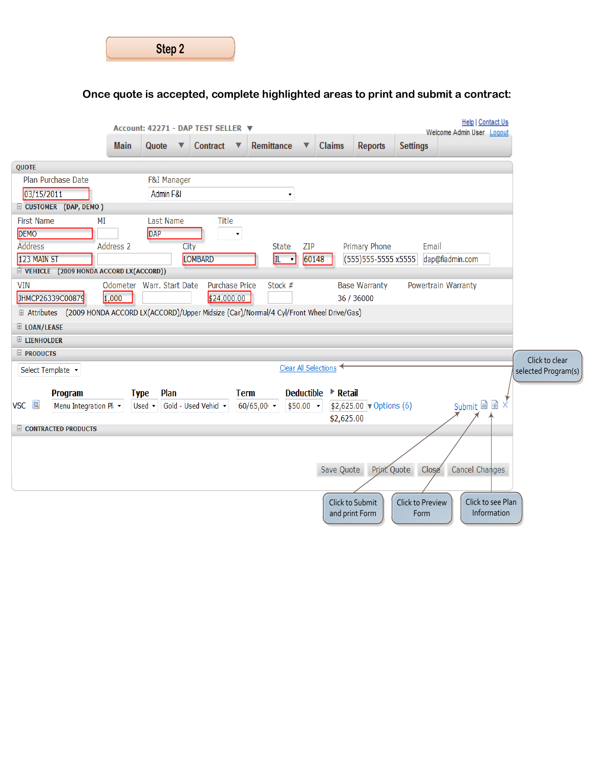# Step 2

**Once quote is accepted, complete highlighted areas to print and submit a contract:**

Account: 42271 - DAP TEST SELLER

Help | Contact Us

Welcome Admin User Logout

Main | Quote | Contract | Remittance | Claims | Reports | Settings

**QUOTE**

Plan Purchase Date: 03/15/2011

F&I Manager: Admin F&I

**CUSTOMER (DAP, DEMO )**

| First Name | MI | Last Name | Title |
|---|---|---|---|
| DEMO | | DAP | |

| Address | Address 2 | City | State | ZIP | Primary Phone | Email |
|---|---|---|---|---|---|---|
| 123 MAIN ST | | LOMBARD | IL | 60148 | (555)555-5555 x5555 | dap@fiadmin.com |

**VEHICLE (2009 HONDA ACCORD LX(ACCORD))**

| VIN | Odometer | Warr. Start Date | Purchase Price | Stock # | Base Warranty | Powertrain Warranty |
|---|---|---|---|---|---|---|
| JHMCP26339C00879 | 1,000 | | $24,000.00 | | 36 / 36000 | |

Attributes (2009 HONDA ACCORD LX(ACCORD)/Upper Midsize (Car)/Normal/4 Cyl/Front Wheel Drive/Gas)

**LOAN/LEASE**

**LIENHOLDER**

**PRODUCTS**

Select Template

Clear All Selections ← Click to clear selected Program(s)

| | Program | Type | Plan | Term | Deductible | Retail | |
|---|---|---|---|---|---|---|---|
| VSC | Menu Integration Pl | Used | Gold - Used Vehicl | 60/65,00 | $50.00 | $2,625.00 | Options (6) Submit |
| | | | | | | $2,625.00 | |

**CONTRACTED PRODUCTS**

Save Quote | Print Quote | Close | Cancel Changes

- Click to Submit and print Form
- Click to Preview Form
- Click to see Plan Information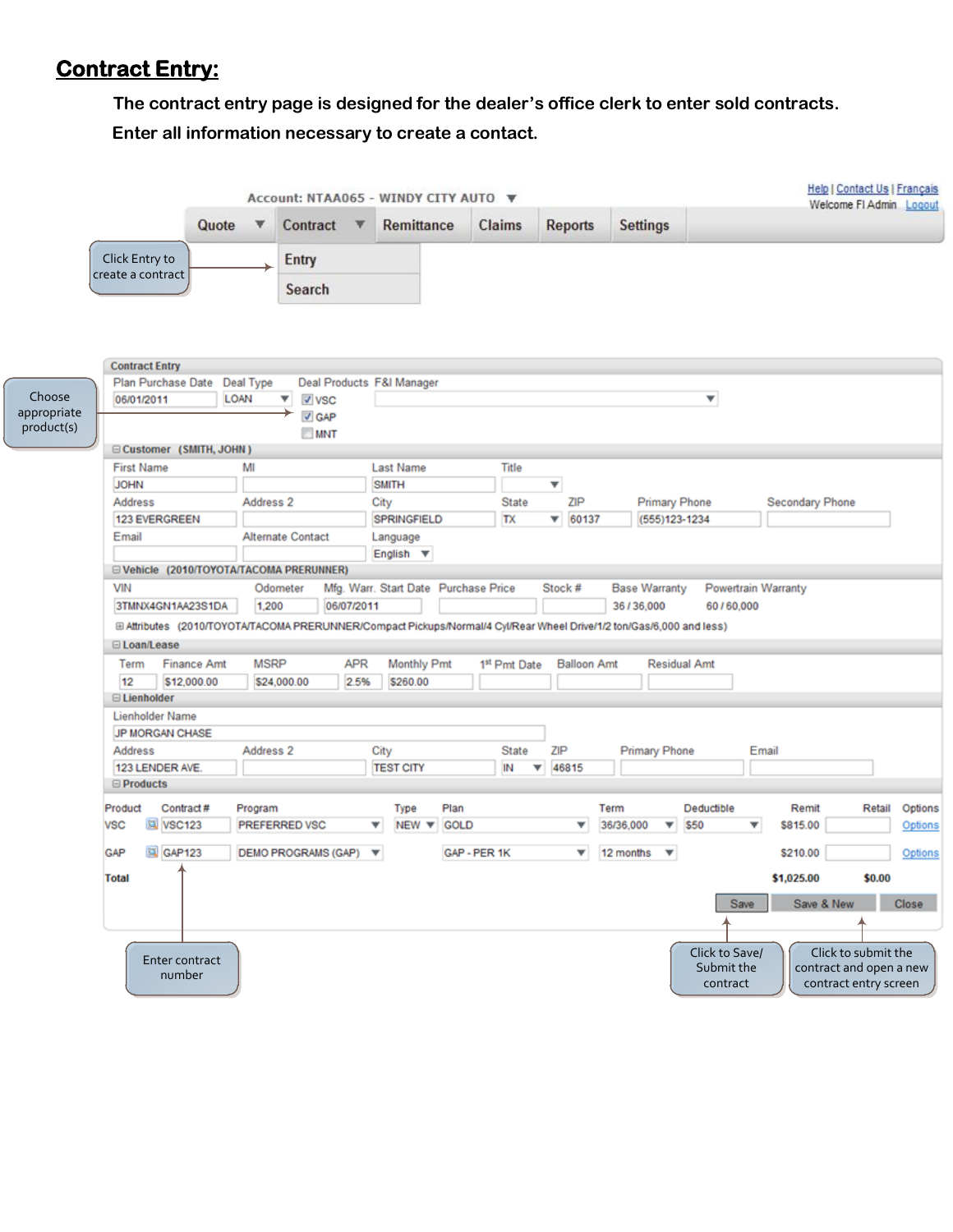## Contract Entry:

**The contract entry page is designed for the dealer's office clerk to enter sold contracts. Enter all information necessary to create a contact.**

Account: NTAA065 - WINDY CITY AUTO

Help | Contact Us | Français
Welcome FI Admin Logout

Quote | Contract | Remittance | Claims | Reports | Settings

Entry
Search

Click Entry to create a contract

**Contract Entry**

Choose appropriate product(s)

| Plan Purchase Date | Deal Type | Deal Products | F&I Manager |
|---|---|---|---|
| 06/01/2011 | LOAN | ☑ VSC ☑ GAP ☐ MNT | |

**Customer (SMITH, JOHN)**

| First Name | MI | Last Name | Title | | |
|---|---|---|---|---|---|
| JOHN | | SMITH | | | |
| **Address** | **Address 2** | **City** | **State** | **ZIP** | **Primary Phone** | **Secondary Phone** |
| 123 EVERGREEN | | SPRINGFIELD | TX | 60137 | (555)123-1234 | |
| **Email** | **Alternate Contact** | **Language** | | | |
| | | English | | | |

**Vehicle (2010/TOYOTA/TACOMA PRERUNNER)**

| VIN | Odometer | Mfg. Warr. Start Date | Purchase Price | Stock # | Base Warranty | Powertrain Warranty |
|---|---|---|---|---|---|---|
| 3TMNX4GN1AA23S1DA | 1,200 | 06/07/2011 | | | 36 / 36,000 | 60 / 60,000 |

Attributes (2010/TOYOTA/TACOMA PRERUNNER/Compact Pickups/Normal/4 Cyl/Rear Wheel Drive/1/2 ton/Gas/6,000 and less)

**Loan/Lease**

| Term | Finance Amt | MSRP | APR | Monthly Pmt | 1st Pmt Date | Balloon Amt | Residual Amt |
|---|---|---|---|---|---|---|---|
| 12 | $12,000.00 | $24,000.00 | 2.5% | $260.00 | | | |

**Lienholder**

Lienholder Name: JP MORGAN CHASE

| Address | Address 2 | City | State | ZIP | Primary Phone | Email |
|---|---|---|---|---|---|---|
| 123 LENDER AVE. | | TEST CITY | IN | 46815 | | |

**Products**

| Product | Contract # | Program | Type | Plan | Term | Deductible | Remit | Retail | Options |
|---|---|---|---|---|---|---|---|---|---|
| VSC | VSC123 | PREFERRED VSC | NEW | GOLD | 36/36,000 | $50 | $815.00 | | Options |
| GAP | GAP123 | DEMO PROGRAMS (GAP) | | GAP - PER 1K | 12 months | | $210.00 | | Options |
| Total | | | | | | | $1,025.00 | $0.00 | |

Save | Save & New | Close

Enter contract number

Click to Save/ Submit the contract

Click to submit the contract and open a new contract entry screen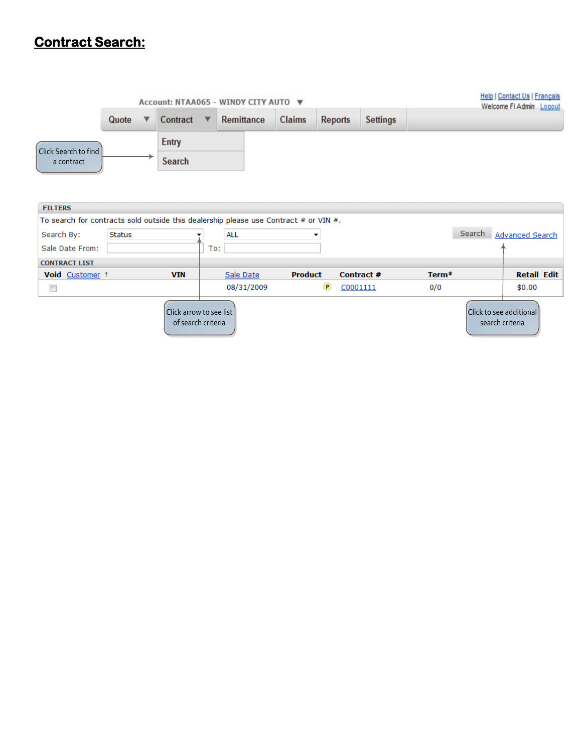## Contract Search:

Account: NTAA065 - WINDY CITY AUTO

Help | Contact Us | Français

Welcome FI Admin Logout

Quote | Contract | Remittance | Claims | Reports | Settings

Entry

Search

Click Search to find a contract

**FILTERS**

To search for contracts sold outside this dealership please use Contract # or VIN #.

Search By: Status | ALL | Search | Advanced Search

Sale Date From: | To:

**CONTRACT LIST**

| Void | Customer ↑ | VIN | Sale Date | Product | Contract # | Term* | Retail | Edit |
|---|---|---|---|---|---|---|---|---|
| ☐ | | | 08/31/2009 | P | C0001111 | 0/0 | $0.00 | |

Click arrow to see list of search criteria

Click to see additional search criteria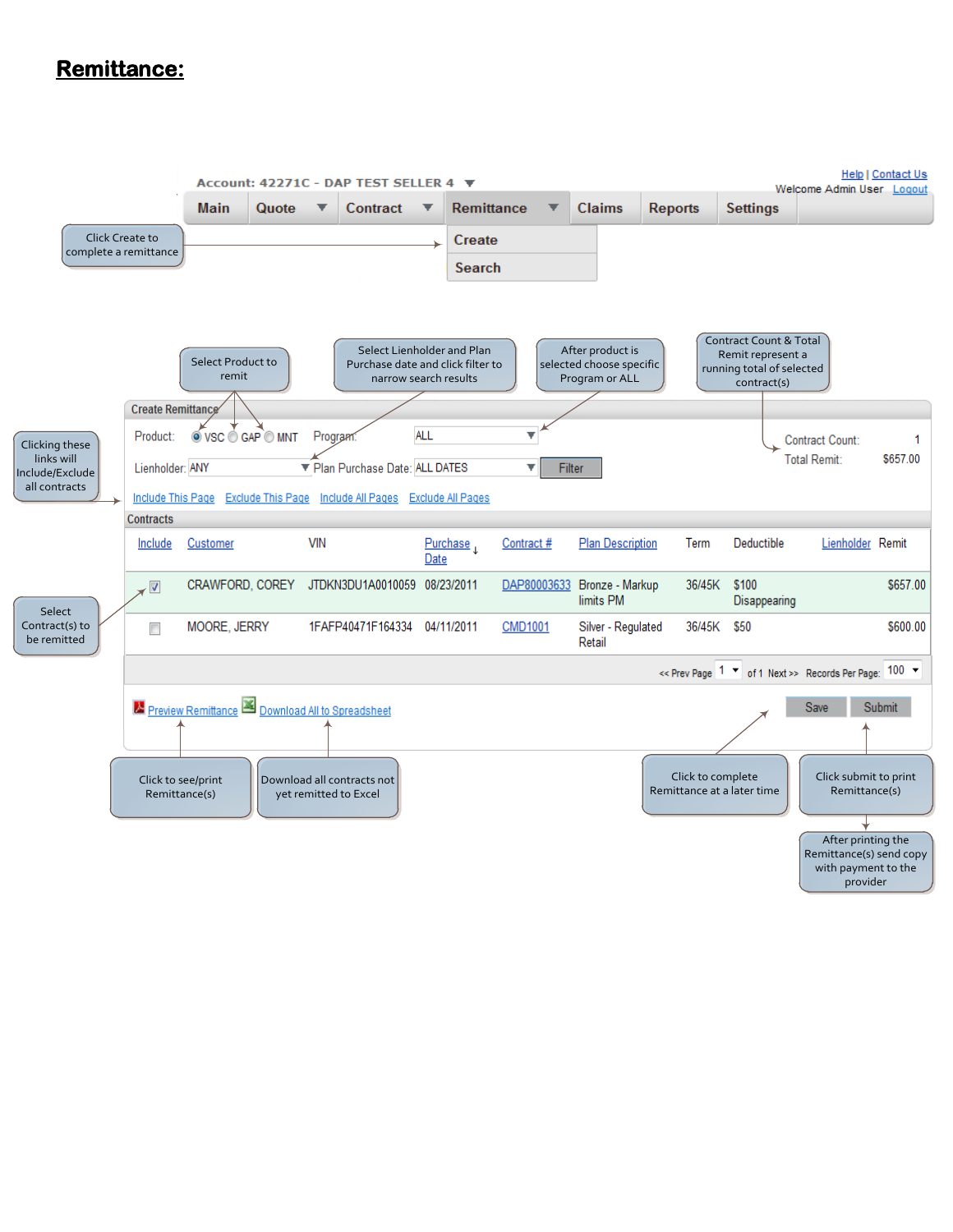# Remittance:

Account: 42271C - DAP TEST SELLER 4

Help | Contact Us

Welcome Admin User Logout

Main | Quote | Contract | Remittance | Claims | Reports | Settings

Remittance menu: Create, Search

- Click Create to complete a remittance
- Select Product to remit
- Select Lienholder and Plan Purchase date and click filter to narrow search results
- After product is selected choose specific Program or ALL
- Contract Count & Total Remit represent a running total of selected contract(s)
- Clicking these links will Include/Exclude all contracts
- Select Contract(s) to be remitted

**Create Remittance**

Product: VSC GAP MNT Program: ALL

Lienholder: ANY Plan Purchase Date: ALL DATES Filter

Contract Count: 1

Total Remit: $657.00

Include This Page | Exclude This Page | Include All Pages | Exclude All Pages

**Contracts**

| Include | Customer | VIN | Purchase Date | Contract # | Plan Description | Term | Deductible | Lienholder | Remit |
|---|---|---|---|---|---|---|---|---|---|
| ☑ | CRAWFORD, COREY | JTDKN3DU1A0010059 | 08/23/2011 | DAP80003633 | Bronze - Markup limits PM | 36/45K | $100 Disappearing | | $657.00 |
| ☐ | MOORE, JERRY | 1FAFP40471F164334 | 04/11/2011 | CMD1001 | Silver - Regulated Retail | 36/45K | $50 | | $600.00 |

<< Prev Page 1 of 1 Next >> Records Per Page: 100

Preview Remittance | Download All to Spreadsheet | Save | Submit

- Click to see/print Remittance(s)
- Download all contracts not yet remitted to Excel
- Click to complete Remittance at a later time
- Click submit to print Remittance(s)
- After printing the Remittance(s) send copy with payment to the provider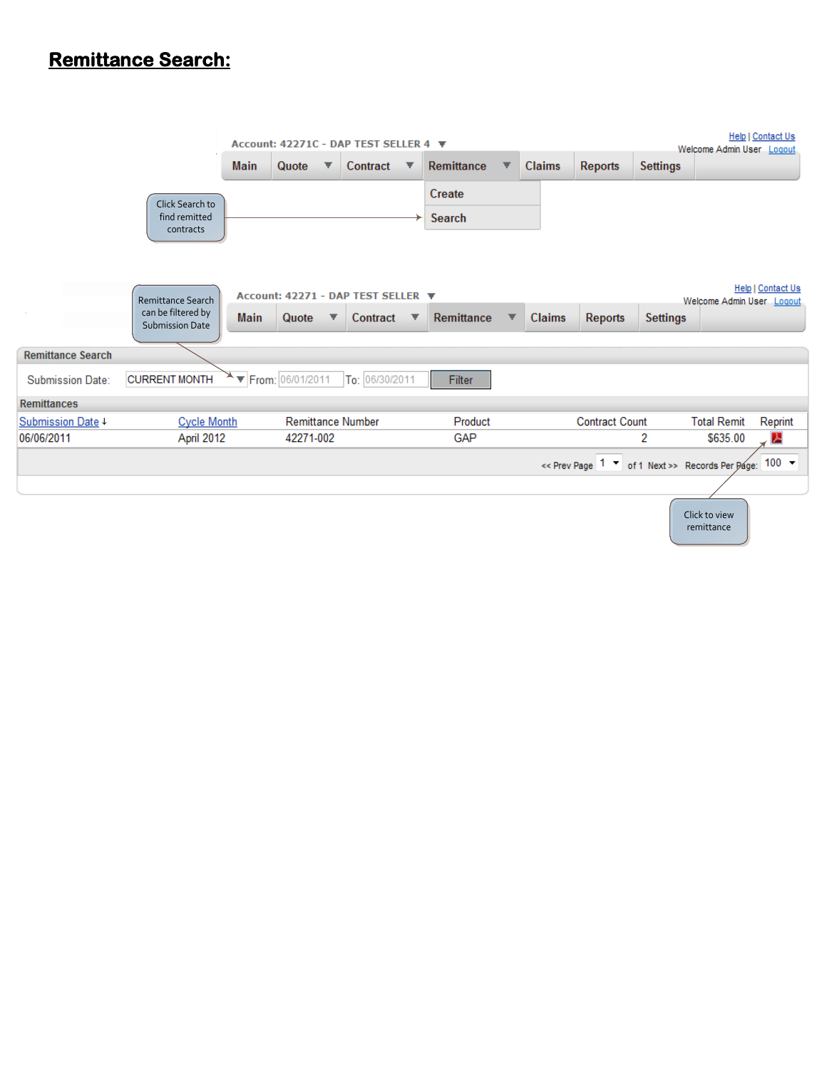# Remittance Search:

Account: 42271C - DAP TEST SELLER 4

Help | Contact Us

Welcome Admin User Logout

Main | Quote | Contract | Remittance | Claims | Reports | Settings

Create

Search

Click Search to find remitted contracts

Account: 42271 - DAP TEST SELLER

Help | Contact Us

Welcome Admin User Logout

Main | Quote | Contract | Remittance | Claims | Reports | Settings

Remittance Search can be filtered by Submission Date

**Remittance Search**

Submission Date: CURRENT MONTH From: 06/01/2011 To: 06/30/2011 Filter

**Remittances**

| Submission Date | Cycle Month | Remittance Number | Product | Contract Count | Total Remit | Reprint |
|---|---|---|---|---|---|---|
| 06/06/2011 | April 2012 | 42271-002 | GAP | 2 | $635.00 | |

<< Prev Page 1 of 1 Next >> Records Per Page: 100

Click to view remittance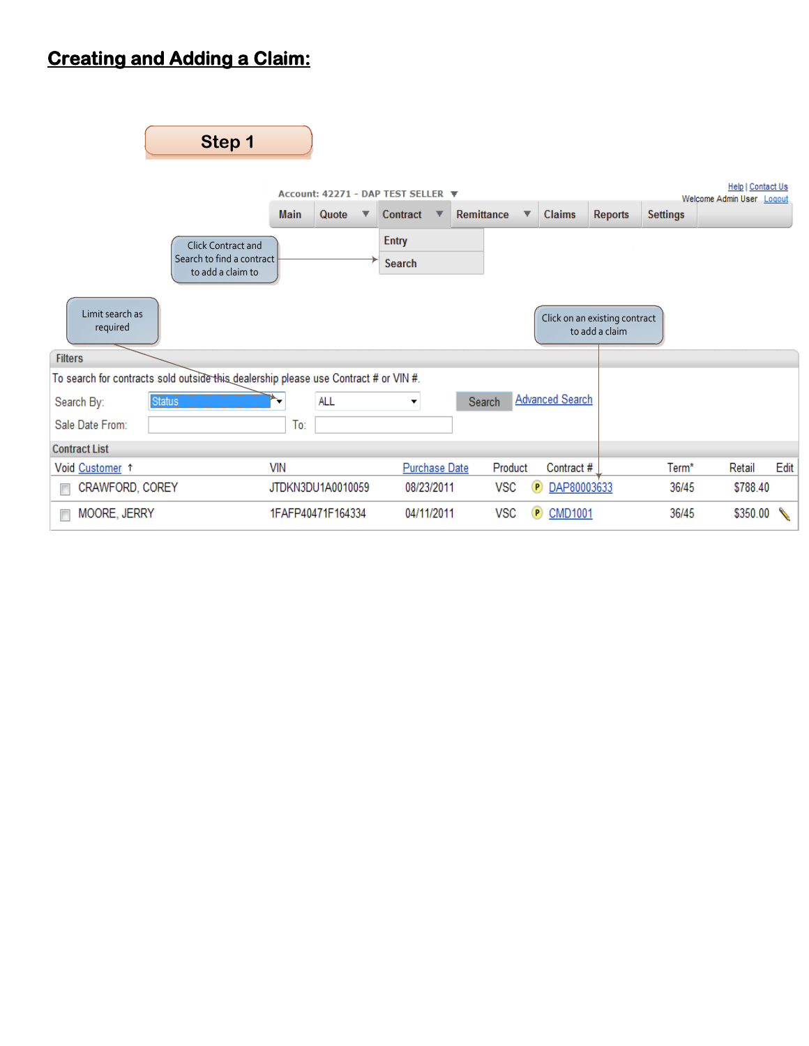# Creating and Adding a Claim:

**Step 1**

Account: 42271 - DAP TEST SELLER

Help | Contact Us

Welcome Admin User Logout

Main | Quote | Contract | Remittance | Claims | Reports | Settings

Entry

Search

Click Contract and Search to find a contract to add a claim to

Limit search as required

Click on an existing contract to add a claim

**Filters**

To search for contracts sold outside this dealership please use Contract # or VIN #.

Search By: Status | ALL | Search | Advanced Search

Sale Date From: | To:

**Contract List**

| Void | Customer | VIN | Purchase Date | Product | Contract # | Term* | Retail | Edit |
|---|---|---|---|---|---|---|---|---|
| | CRAWFORD, COREY | JTDKN3DU1A0010059 | 08/23/2011 | VSC | DAP80003633 | 36/45 | $788.40 | |
| | MOORE, JERRY | 1FAFP40471F164334 | 04/11/2011 | VSC | CMD1001 | 36/45 | $350.00 | |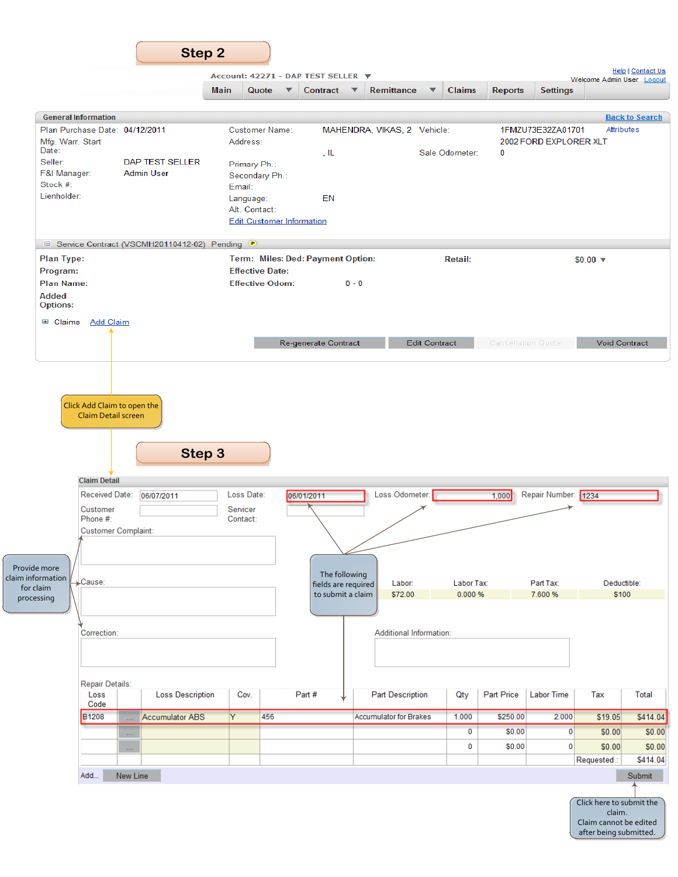## Step 2

Account: 42271 - DAP TEST SELLER

Help | Contact Us

Welcome Admin User Logout

Main | Quote | Contract | Remittance | Claims | Reports | Settings

**General Information** — Back to Search

Plan Purchase Date: 04/12/2011
Mfg. Warr. Start Date:
Seller: DAP TEST SELLER
F&I Manager: Admin User
Stock #:
Lienholder:

Customer Name: MAHENDRA, VIKAS, 2
Address: , IL
Primary Ph.:
Secondary Ph.:
Email:
Language: EN
Alt. Contact:
Edit Customer Information

Vehicle: 1FMZU73E32ZA01701 Attributes
2002 FORD EXPLORER XLT
Sale Odometer: 0

Service Contract (VSCMH20110412-02) Pending

**Plan Type:**
**Program:**
**Plan Name:**
**Added Options:**

**Term: Miles: Ded: Payment Option:**
**Effective Date:**
**Effective Odom:** 0 - 0

**Retail:** $0.00

Claims Add Claim

Re-generate Contract | Edit Contract | Cancellation Quote | Void Contract

Click Add Claim to open the Claim Detail screen

## Step 3

**Claim Detail**

Received Date: 06/07/2011
Loss Date: 06/01/2011
Loss Odometer: 1,000
Repair Number: 1234
Customer Phone #:
Servicer Contact:
Customer Complaint:
Cause:
Correction:
Additional Information:

| Labor: | Labor Tax: | Part Tax: | Deductible: |
|---|---|---|---|
| $72.00 | 0.000 % | 7.600 % | $100 |

Provide more claim information for claim processing

The following fields are required to submit a claim

Repair Details:

| Loss Code | | Loss Description | Cov. | Part # | Part Description | Qty | Part Price | Labor Time | Tax | Total |
|---|---|---|---|---|---|---|---|---|---|---|
| B1208 | ... | Accumulator ABS | Y | 456 | Accumulator for Brakes | 1.000 | $250.00 | 2.000 | $19.05 | $414.04 |
| | ... | | | | | 0 | $0.00 | 0 | $0.00 | $0.00 |
| | ... | | | | | 0 | $0.00 | 0 | $0.00 | $0.00 |
| | | | | | | | | | Requested : | $414.04 |

Add... New Line | Submit

Click here to submit the claim. Claim cannot be edited after being submitted.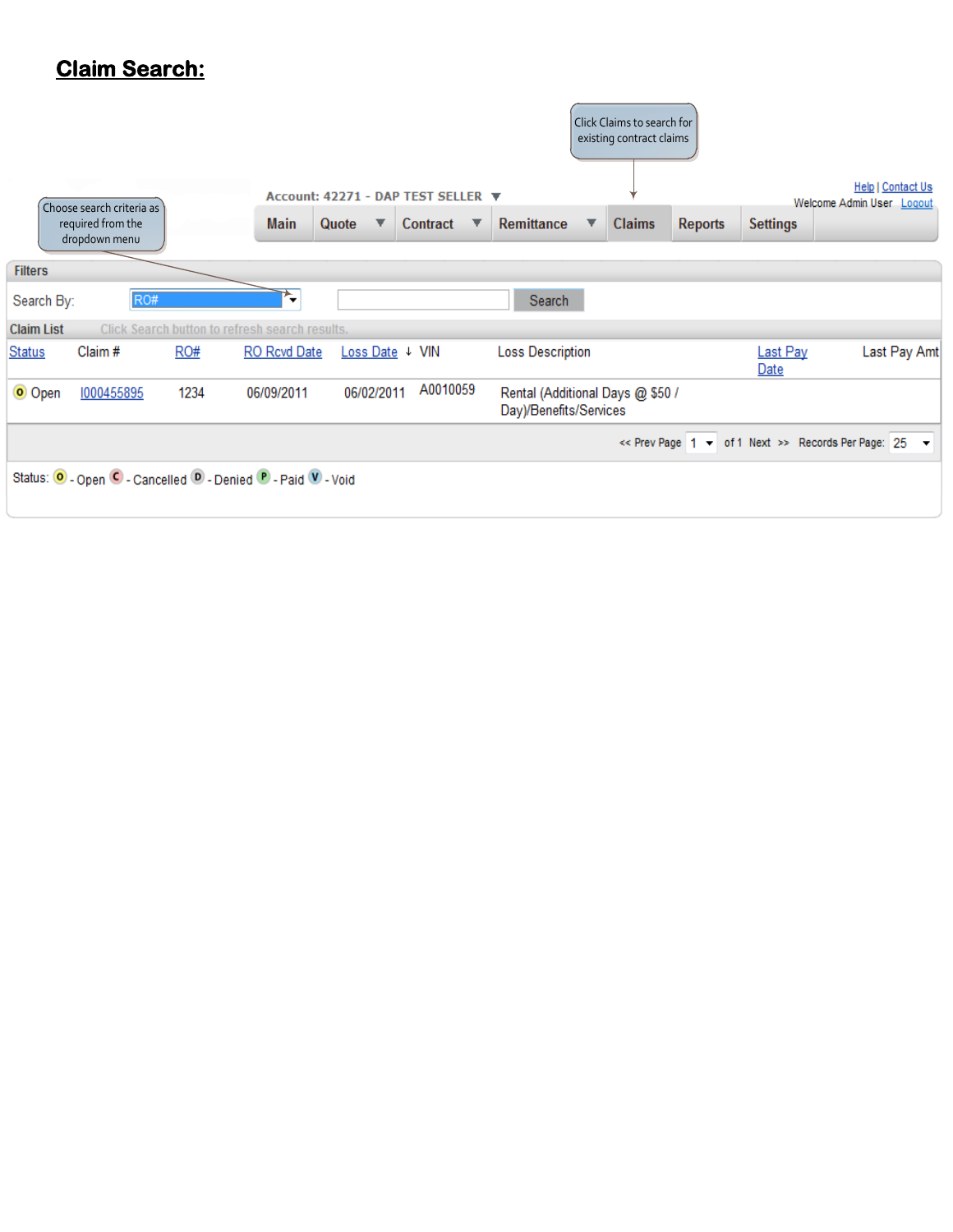## Claim Search:

Click Claims to search for existing contract claims

Choose search criteria as required from the dropdown menu

Account: 42271 - DAP TEST SELLER

Help | Contact Us

Welcome Admin User Logout

Main | Quote | Contract | Remittance | Claims | Reports | Settings

**Filters**

Search By: RO# [ ] Search

**Claim List** Click Search button to refresh search results.

| Status | Claim # | RO# | RO Rcvd Date | Loss Date ↓ | VIN | Loss Description | Last Pay Date | Last Pay Amt |
|---|---|---|---|---|---|---|---|---|
| Open | I000455895 | 1234 | 06/09/2011 | 06/02/2011 | A0010059 | Rental (Additional Days @ $50 / Day)/Benefits/Services | | |

<< Prev Page 1 of 1 Next >> Records Per Page: 25

Status: O - Open C - Cancelled D - Denied P - Paid V - Void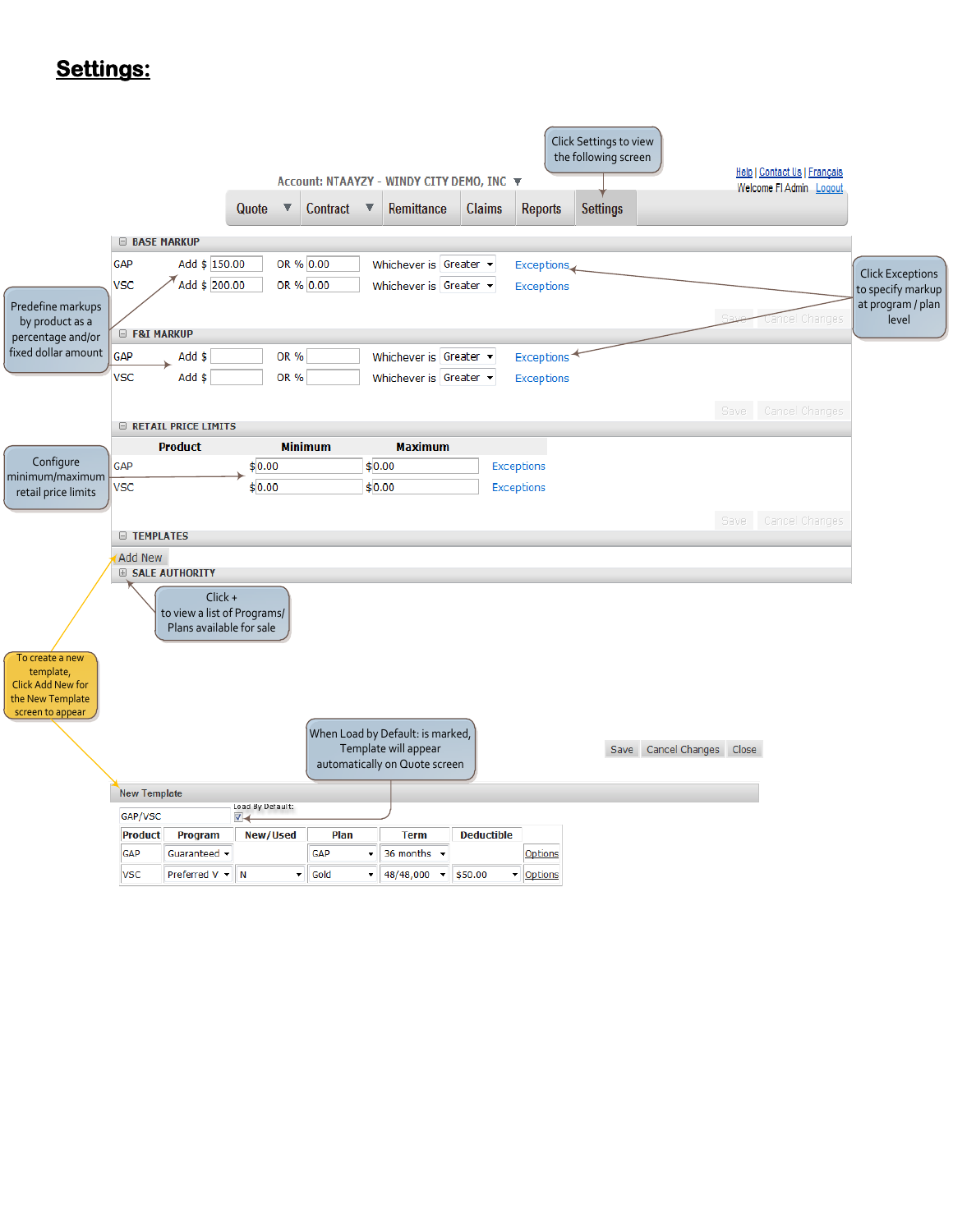# Settings:

Click Settings to view the following screen

Account: NTAAYZY - WINDY CITY DEMO, INC

Help | Contact Us | Français

Welcome FI Admin Logout

Quote | Contract | Remittance | Claims | Reports | Settings

**BASE MARKUP**

| | | | | |
|---|---|---|---|---|
| GAP | Add $ 150.00 | OR % 0.00 | Whichever is Greater | Exceptions |
| VSC | Add $ 200.00 | OR % 0.00 | Whichever is Greater | Exceptions |

Save | Cancel Changes

**F&I MARKUP**

| | | | | |
|---|---|---|---|---|
| GAP | Add $ | OR % | Whichever is Greater | Exceptions |
| VSC | Add $ | OR % | Whichever is Greater | Exceptions |

Save | Cancel Changes

**RETAIL PRICE LIMITS**

| Product | Minimum | Maximum | |
|---|---|---|---|
| GAP | $0.00 | $0.00 | Exceptions |
| VSC | $0.00 | $0.00 | Exceptions |

Save | Cancel Changes

**TEMPLATES**

Add New

**SALE AUTHORITY**

Predefine markups by product as a percentage and/or fixed dollar amount

Click Exceptions to specify markup at program / plan level

Configure minimum/maximum retail price limits

Click + to view a list of Programs/ Plans available for sale

To create a new template, Click Add New for the New Template screen to appear

When Load by Default: is marked, Template will appear automatically on Quote screen

Save | Cancel Changes | Close

**New Template**

GAP/VSC | Load By Default: ☑

| Product | Program | New/Used | Plan | Term | Deductible | |
|---|---|---|---|---|---|---|
| GAP | Guaranteed | | GAP | 36 months | | Options |
| VSC | Preferred V | N | Gold | 48/48,000 | $50.00 | Options |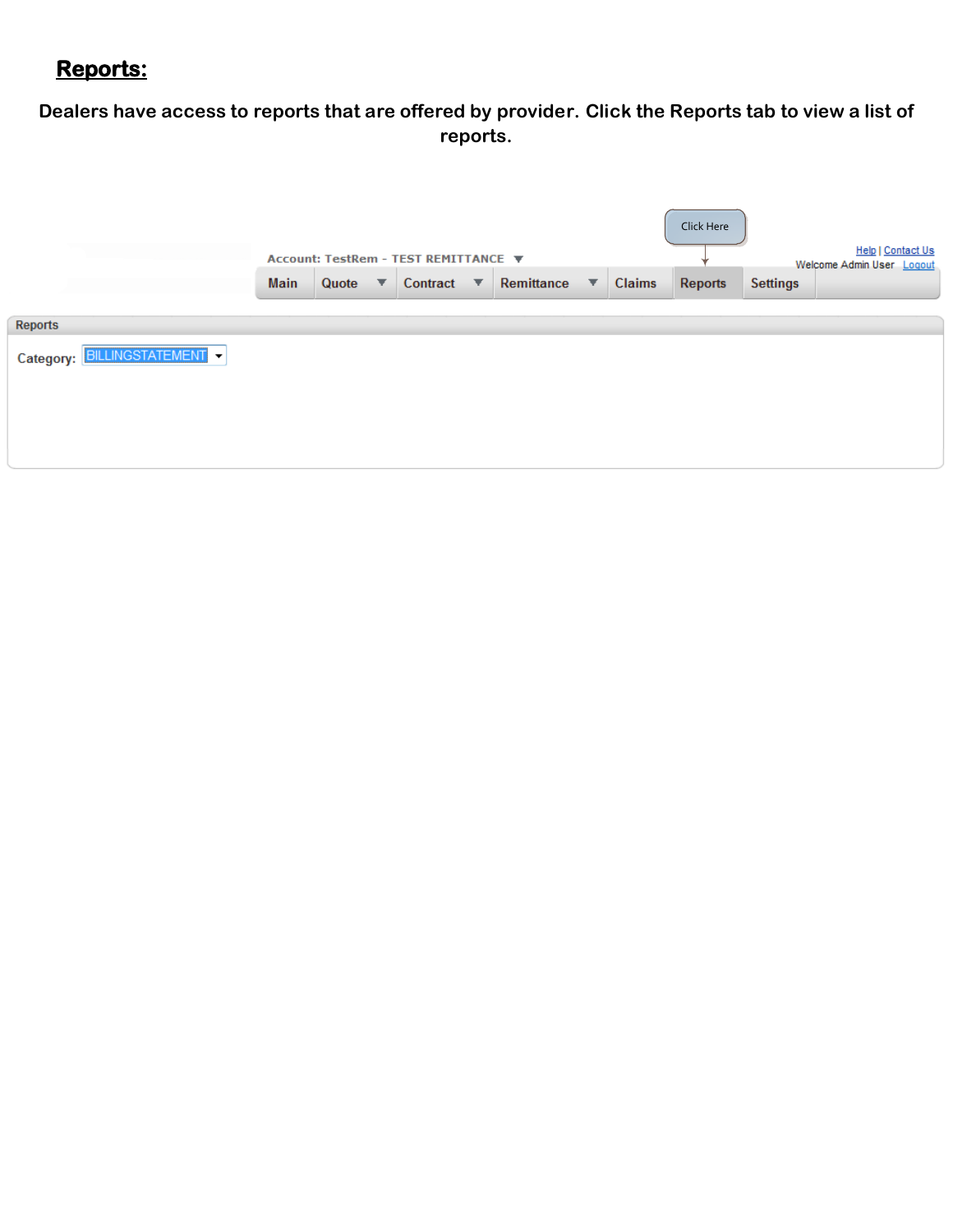## Reports:

**Dealers have access to reports that are offered by provider. Click the Reports tab to view a list of reports.**

Click Here

Account: TestRem - TEST REMITTANCE

Help | Contact Us

Welcome Admin User Logout

Main | Quote | Contract | Remittance | Claims | Reports | Settings

Reports

Category: BILLINGSTATEMENT